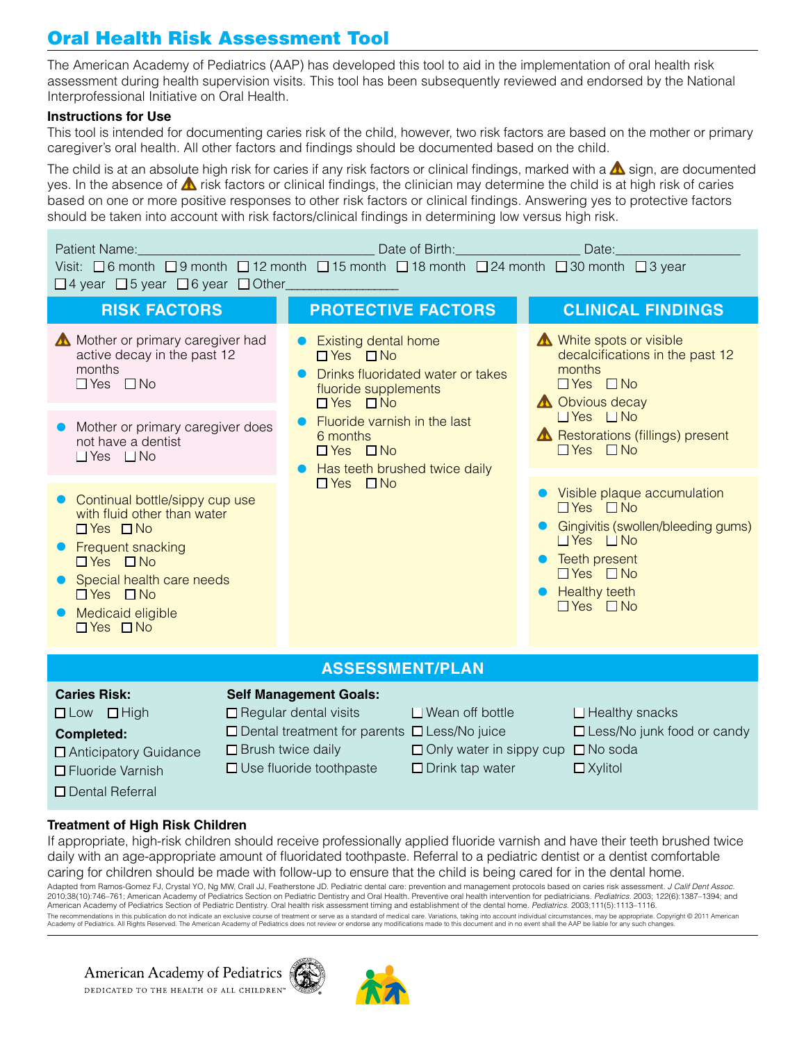# Oral Health Risk Assessment Tool

The American Academy of Pediatrics (AAP) has developed this tool to aid in the implementation of oral health risk assessment during health supervision visits. This tool has been subsequently reviewed and endorsed by the National Interprofessional Initiative on Oral Health.

### Instructions for Use

This tool is intended for documenting caries risk of the child, however, two risk factors are based on the mother or primary caregiver's oral health. All other factors and findings should be documented based on the child.

The child is at an absolute high risk for caries if any risk factors or clinical findings, marked with a ⚠ sign, are documented yes. In the absence of ⚠ risk factors or clinical findings, the clinician may determine the child is at high risk of caries based on one or more positive responses to other risk factors or clinical findings. Answering yes to protective factors should be taken into account with risk factors/clinical findings in determining low versus high risk.

Patient Name:\_\_\_\_\_\_\_\_\_\_\_\_\_\_\_\_\_\_\_\_ Date of Birth:\_\_\_\_\_\_\_\_\_\_\_\_ Date:\_\_\_\_\_\_\_\_\_\_\_\_

Visit: ☐ 6 month ☐ 9 month ☐ 12 month ☐ 15 month ☐ 18 month ☐ 24 month ☐ 30 month ☐ 3 year ☐ 4 year ☐ 5 year ☐ 6 year ☐ Other\_\_\_\_\_\_\_\_\_\_\_\_

## RISK FACTORS

- ⚠ Mother or primary caregiver had active decay in the past 12 months ☐ Yes ☐ No
- Mother or primary caregiver does not have a dentist ☐ Yes ☐ No
- Continual bottle/sippy cup use with fluid other than water ☐ Yes ☐ No
- Frequent snacking ☐ Yes ☐ No
- Special health care needs ☐ Yes ☐ No
- Medicaid eligible ☐ Yes ☐ No

## PROTECTIVE FACTORS

- Existing dental home ☐ Yes ☐ No
- Drinks fluoridated water or takes fluoride supplements ☐ Yes ☐ No
- Fluoride varnish in the last 6 months ☐ Yes ☐ No
- Has teeth brushed twice daily ☐ Yes ☐ No

## CLINICAL FINDINGS

- ⚠ White spots or visible decalcifications in the past 12 months ☐ Yes ☐ No
- ⚠ Obvious decay ☐ Yes ☐ No
- ⚠ Restorations (fillings) present ☐ Yes ☐ No
- Visible plaque accumulation ☐ Yes ☐ No
- Gingivitis (swollen/bleeding gums) ☐ Yes ☐ No
- Teeth present ☐ Yes ☐ No
- Healthy teeth ☐ Yes ☐ No

## ASSESSMENT/PLAN

**Caries Risk:** ☐ Low ☐ High

**Completed:**
- ☐ Anticipatory Guidance
- ☐ Fluoride Varnish
- ☐ Dental Referral

**Self Management Goals:**
- ☐ Regular dental visits
- ☐ Dental treatment for parents
- ☐ Brush twice daily
- ☐ Use fluoride toothpaste
- ☐ Wean off bottle
- ☐ Less/No juice
- ☐ Only water in sippy cup
- ☐ Drink tap water
- ☐ Healthy snacks
- ☐ Less/No junk food or candy
- ☐ No soda
- ☐ Xylitol

### Treatment of High Risk Children

If appropriate, high-risk children should receive professionally applied fluoride varnish and have their teeth brushed twice daily with an age-appropriate amount of fluoridated toothpaste. Referral to a pediatric dentist or a dentist comfortable caring for children should be made with follow-up to ensure that the child is being cared for in the dental home.

Adapted from Ramos-Gomez FJ, Crystal YO, Ng MW, Crall JJ, Featherstone JD. Pediatric dental care: prevention and management protocols based on caries risk assessment. *J Calif Dent Assoc.* 2010;38(10):746–761; American Academy of Pediatrics Section on Pediatric Dentistry and Oral Health. Preventive oral health intervention for pediatricians. *Pediatrics.* 2003; 122(6):1387–1394; and American Academy of Pediatrics Section of Pediatric Dentistry. Oral health risk assessment timing and establishment of the dental home. *Pediatrics.* 2003;111(5):1113–1116.

The recommendations in this publication do not indicate an exclusive course of treatment or serve as a standard of medical care. Variations, taking into account individual circumstances, may be appropriate. Copyright © 2011 American Academy of Pediatrics. All Rights Reserved. The American Academy of Pediatrics does not review or endorse any modifications made to this document and in no event shall the AAP be liable for any such changes.

American Academy of Pediatrics
DEDICATED TO THE HEALTH OF ALL CHILDREN™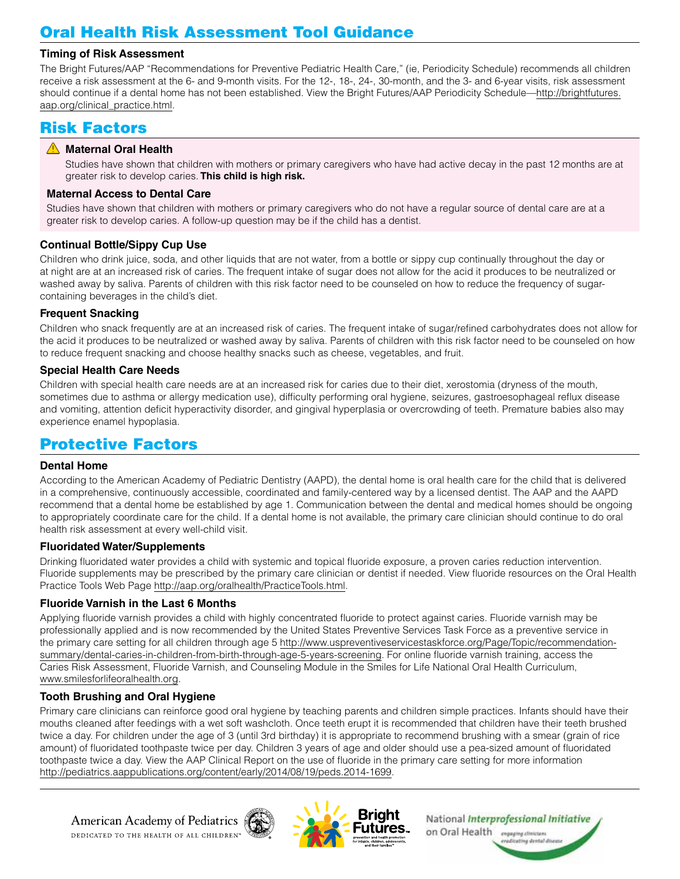# Oral Health Risk Assessment Tool Guidance

### Timing of Risk Assessment

The Bright Futures/AAP "Recommendations for Preventive Pediatric Health Care," (ie, Periodicity Schedule) recommends all children receive a risk assessment at the 6- and 9-month visits. For the 12-, 18-, 24-, 30-month, and the 3- and 6-year visits, risk assessment should continue if a dental home has not been established. View the Bright Futures/AAP Periodicity Schedule—http://brightfutures.aap.org/clinical_practice.html.

## Risk Factors

### ⚠ Maternal Oral Health

Studies have shown that children with mothers or primary caregivers who have had active decay in the past 12 months are at greater risk to develop caries. **This child is high risk.**

### Maternal Access to Dental Care

Studies have shown that children with mothers or primary caregivers who do not have a regular source of dental care are at a greater risk to develop caries. A follow-up question may be if the child has a dentist.

### Continual Bottle/Sippy Cup Use

Children who drink juice, soda, and other liquids that are not water, from a bottle or sippy cup continually throughout the day or at night are at an increased risk of caries. The frequent intake of sugar does not allow for the acid it produces to be neutralized or washed away by saliva. Parents of children with this risk factor need to be counseled on how to reduce the frequency of sugar-containing beverages in the child's diet.

### Frequent Snacking

Children who snack frequently are at an increased risk of caries. The frequent intake of sugar/refined carbohydrates does not allow for the acid it produces to be neutralized or washed away by saliva. Parents of children with this risk factor need to be counseled on how to reduce frequent snacking and choose healthy snacks such as cheese, vegetables, and fruit.

### Special Health Care Needs

Children with special health care needs are at an increased risk for caries due to their diet, xerostomia (dryness of the mouth, sometimes due to asthma or allergy medication use), difficulty performing oral hygiene, seizures, gastroesophageal reflux disease and vomiting, attention deficit hyperactivity disorder, and gingival hyperplasia or overcrowding of teeth. Premature babies also may experience enamel hypoplasia.

## Protective Factors

### Dental Home

According to the American Academy of Pediatric Dentistry (AAPD), the dental home is oral health care for the child that is delivered in a comprehensive, continuously accessible, coordinated and family-centered way by a licensed dentist. The AAP and the AAPD recommend that a dental home be established by age 1. Communication between the dental and medical homes should be ongoing to appropriately coordinate care for the child. If a dental home is not available, the primary care clinician should continue to do oral health risk assessment at every well-child visit.

### Fluoridated Water/Supplements

Drinking fluoridated water provides a child with systemic and topical fluoride exposure, a proven caries reduction intervention. Fluoride supplements may be prescribed by the primary care clinician or dentist if needed. View fluoride resources on the Oral Health Practice Tools Web Page http://aap.org/oralhealth/PracticeTools.html.

### Fluoride Varnish in the Last 6 Months

Applying fluoride varnish provides a child with highly concentrated fluoride to protect against caries. Fluoride varnish may be professionally applied and is now recommended by the United States Preventive Services Task Force as a preventive service in the primary care setting for all children through age 5 http://www.uspreventiveservicestaskforce.org/Page/Topic/recommendation-summary/dental-caries-in-children-from-birth-through-age-5-years-screening. For online fluoride varnish training, access the Caries Risk Assessment, Fluoride Varnish, and Counseling Module in the Smiles for Life National Oral Health Curriculum, www.smilesforlifeoralhealth.org.

### Tooth Brushing and Oral Hygiene

Primary care clinicians can reinforce good oral hygiene by teaching parents and children simple practices. Infants should have their mouths cleaned after feedings with a wet soft washcloth. Once teeth erupt it is recommended that children have their teeth brushed twice a day. For children under the age of 3 (until 3rd birthday) it is appropriate to recommend brushing with a smear (grain of rice amount) of fluoridated toothpaste twice per day. Children 3 years of age and older should use a pea-sized amount of fluoridated toothpaste twice a day. View the AAP Clinical Report on the use of fluoride in the primary care setting for more information http://pediatrics.aappublications.org/content/early/2014/08/19/peds.2014-1699.

American Academy of Pediatrics
DEDICATED TO THE HEALTH OF ALL CHILDREN™

Bright Futures™
prevention and health promotion for infants, children, adolescents, and their families™

National *Interprofessional Initiative* on Oral Health
engaging clinicians eradicating dental disease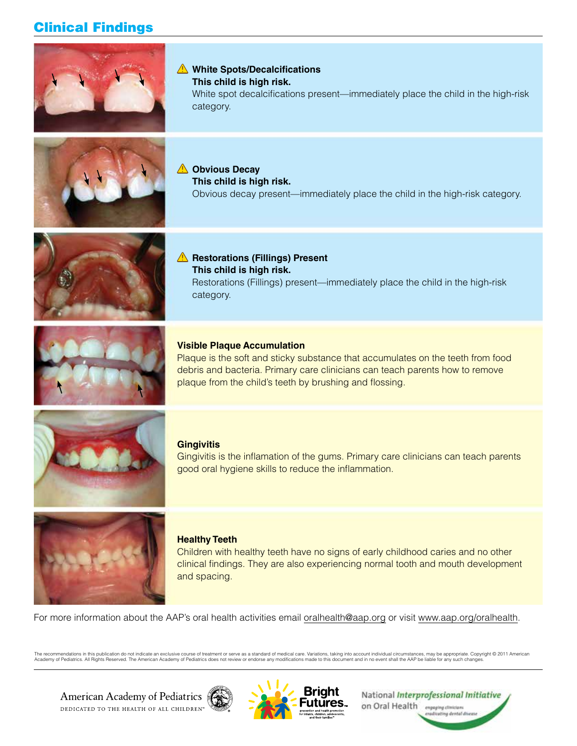## Clinical Findings

⚠ **White Spots/Decalcifications**
**This child is high risk.**
White spot decalcifications present—immediately place the child in the high-risk category.

⚠ **Obvious Decay**
**This child is high risk.**
Obvious decay present—immediately place the child in the high-risk category.

⚠ **Restorations (Fillings) Present**
**This child is high risk.**
Restorations (Fillings) present—immediately place the child in the high-risk category.

**Visible Plaque Accumulation**
Plaque is the soft and sticky substance that accumulates on the teeth from food debris and bacteria. Primary care clinicians can teach parents how to remove plaque from the child's teeth by brushing and flossing.

**Gingivitis**
Gingivitis is the inflamation of the gums. Primary care clinicians can teach parents good oral hygiene skills to reduce the inflammation.

**Healthy Teeth**
Children with healthy teeth have no signs of early childhood caries and no other clinical findings. They are also experiencing normal tooth and mouth development and spacing.

For more information about the AAP's oral health activities email oralhealth@aap.org or visit www.aap.org/oralhealth.

The recommendations in this publication do not indicate an exclusive course of treatment or serve as a standard of medical care. Variations, taking into account individual circumstances, may be appropriate. Copyright © 2011 American Academy of Pediatrics. All Rights Reserved. The American Academy of Pediatrics does not review or endorse any modifications made to this document and in no event shall the AAP be liable for any such changes.

American Academy of Pediatrics
DEDICATED TO THE HEALTH OF ALL CHILDREN™

Bright Futures™
prevention and health promotion for infants, children, adolescents, and their families™

National *Interprofessional Initiative* on Oral Health
*engaging clinicians eradicating dental disease*